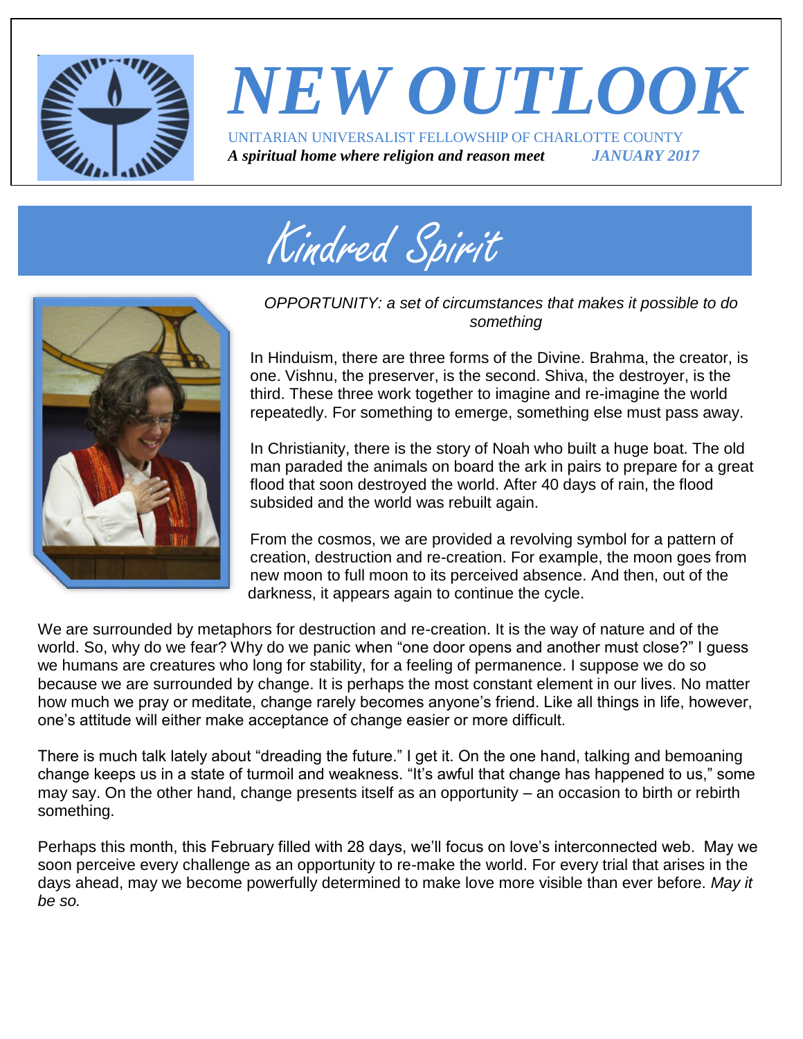# NEW OUTLOOK

UNITARIAN UNIVERSALIST FELLOWSHIP OF CHARLOTTE COUNTY

***A spiritual home where religion and reason meet*** ***JANUARY 2017***

## Kindred Spirit

*OPPORTUNITY: a set of circumstances that makes it possible to do something*

In Hinduism, there are three forms of the Divine. Brahma, the creator, is one. Vishnu, the preserver, is the second. Shiva, the destroyer, is the third. These three work together to imagine and re-imagine the world repeatedly. For something to emerge, something else must pass away.

In Christianity, there is the story of Noah who built a huge boat. The old man paraded the animals on board the ark in pairs to prepare for a great flood that soon destroyed the world. After 40 days of rain, the flood subsided and the world was rebuilt again.

From the cosmos, we are provided a revolving symbol for a pattern of creation, destruction and re-creation. For example, the moon goes from new moon to full moon to its perceived absence. And then, out of the darkness, it appears again to continue the cycle.

We are surrounded by metaphors for destruction and re-creation. It is the way of nature and of the world. So, why do we fear? Why do we panic when "one door opens and another must close?" I guess we humans are creatures who long for stability, for a feeling of permanence. I suppose we do so because we are surrounded by change. It is perhaps the most constant element in our lives. No matter how much we pray or meditate, change rarely becomes anyone's friend. Like all things in life, however, one's attitude will either make acceptance of change easier or more difficult.

There is much talk lately about "dreading the future." I get it. On the one hand, talking and bemoaning change keeps us in a state of turmoil and weakness. "It's awful that change has happened to us," some may say. On the other hand, change presents itself as an opportunity – an occasion to birth or rebirth something.

Perhaps this month, this February filled with 28 days, we'll focus on love's interconnected web. May we soon perceive every challenge as an opportunity to re-make the world. For every trial that arises in the days ahead, may we become powerfully determined to make love more visible than ever before. *May it be so.*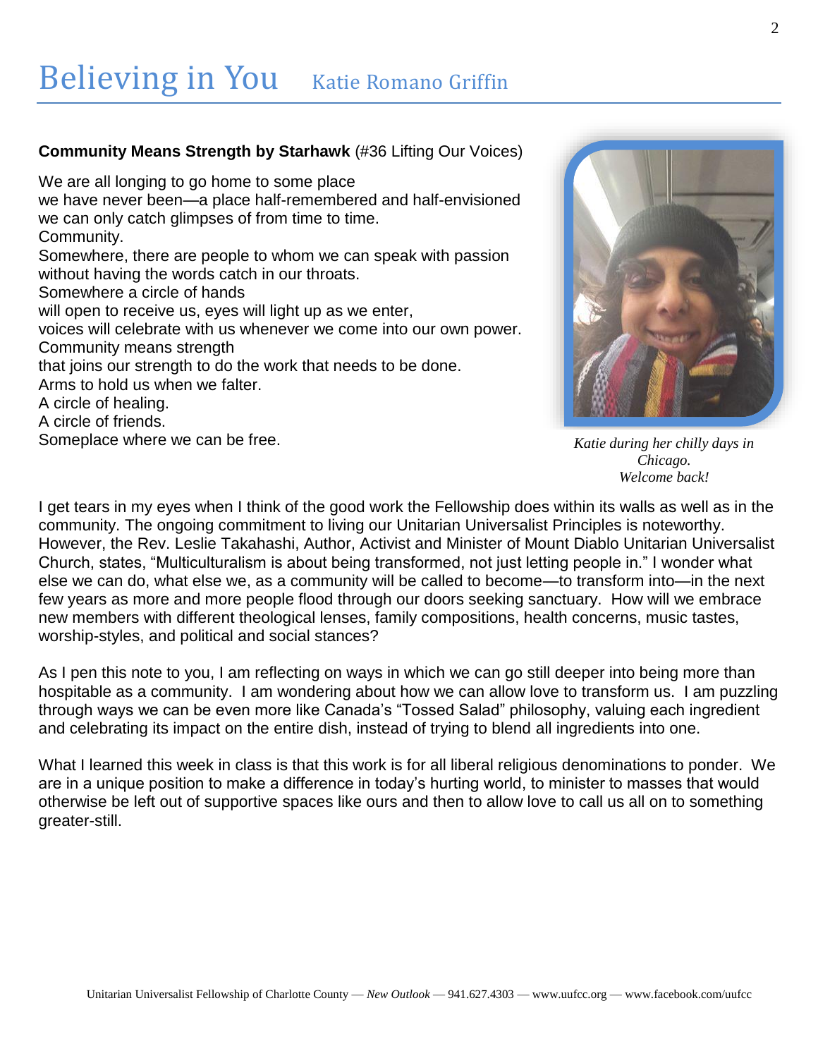# Believing in You — Katie Romano Griffin

**Community Means Strength by Starhawk** (#36 Lifting Our Voices)

We are all longing to go home to some place  
we have never been—a place half-remembered and half-envisioned  
we can only catch glimpses of from time to time.  
Community.  
Somewhere, there are people to whom we can speak with passion  
without having the words catch in our throats.  
Somewhere a circle of hands  
will open to receive us, eyes will light up as we enter,  
voices will celebrate with us whenever we come into our own power.  
Community means strength  
that joins our strength to do the work that needs to be done.  
Arms to hold us when we falter.  
A circle of healing.  
A circle of friends.  
Someplace where we can be free.

*Katie during her chilly days in Chicago. Welcome back!*

I get tears in my eyes when I think of the good work the Fellowship does within its walls as well as in the community. The ongoing commitment to living our Unitarian Universalist Principles is noteworthy. However, the Rev. Leslie Takahashi, Author, Activist and Minister of Mount Diablo Unitarian Universalist Church, states, "Multiculturalism is about being transformed, not just letting people in." I wonder what else we can do, what else we, as a community will be called to become—to transform into—in the next few years as more and more people flood through our doors seeking sanctuary. How will we embrace new members with different theological lenses, family compositions, health concerns, music tastes, worship-styles, and political and social stances?

As I pen this note to you, I am reflecting on ways in which we can go still deeper into being more than hospitable as a community. I am wondering about how we can allow love to transform us. I am puzzling through ways we can be even more like Canada's "Tossed Salad" philosophy, valuing each ingredient and celebrating its impact on the entire dish, instead of trying to blend all ingredients into one.

What I learned this week in class is that this work is for all liberal religious denominations to ponder. We are in a unique position to make a difference in today's hurting world, to minister to masses that would otherwise be left out of supportive spaces like ours and then to allow love to call us all on to something greater-still.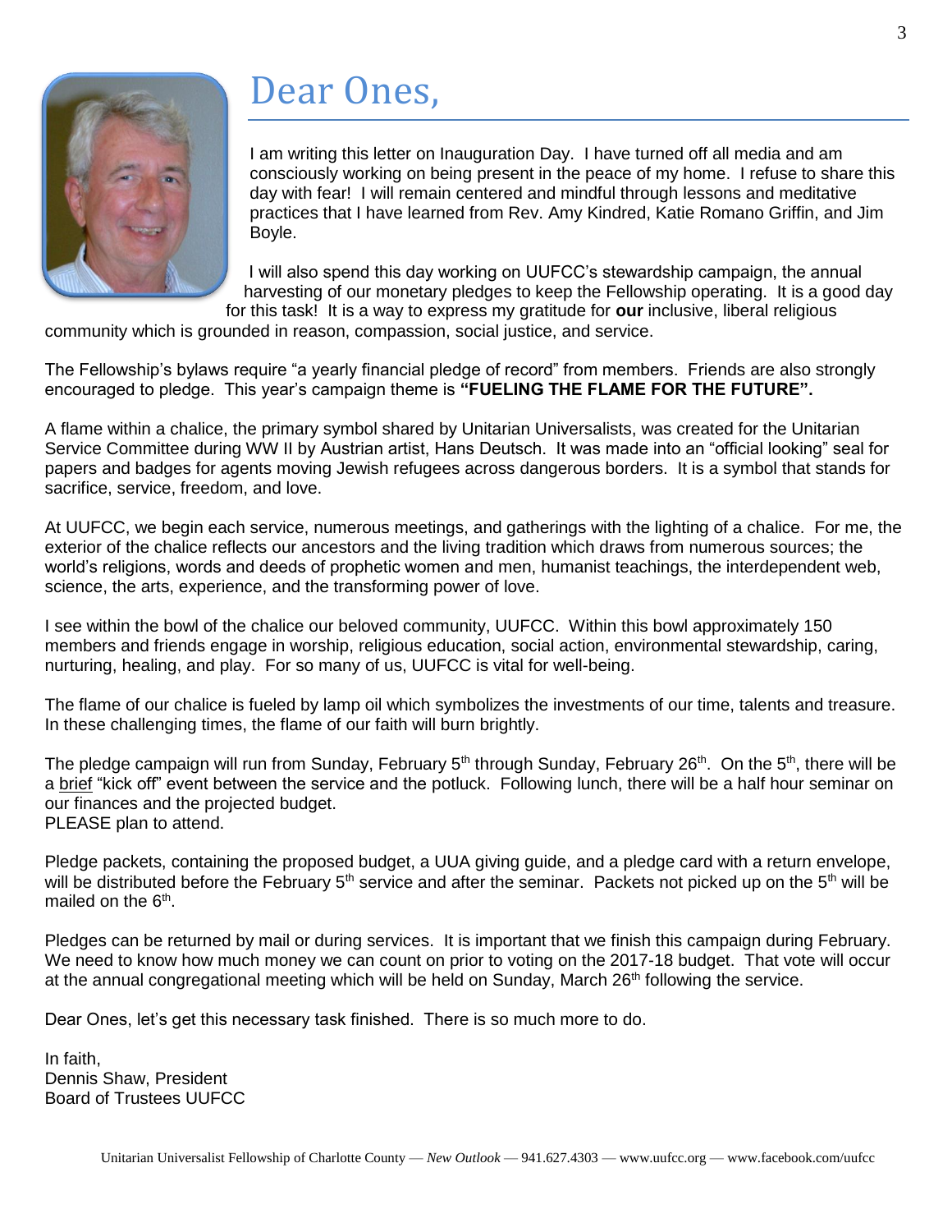# Dear Ones,

I am writing this letter on Inauguration Day. I have turned off all media and am consciously working on being present in the peace of my home. I refuse to share this day with fear! I will remain centered and mindful through lessons and meditative practices that I have learned from Rev. Amy Kindred, Katie Romano Griffin, and Jim Boyle.

I will also spend this day working on UUFCC's stewardship campaign, the annual harvesting of our monetary pledges to keep the Fellowship operating. It is a good day for this task! It is a way to express my gratitude for **our** inclusive, liberal religious community which is grounded in reason, compassion, social justice, and service.

The Fellowship's bylaws require "a yearly financial pledge of record" from members. Friends are also strongly encouraged to pledge. This year's campaign theme is **"FUELING THE FLAME FOR THE FUTURE".**

A flame within a chalice, the primary symbol shared by Unitarian Universalists, was created for the Unitarian Service Committee during WW II by Austrian artist, Hans Deutsch. It was made into an "official looking" seal for papers and badges for agents moving Jewish refugees across dangerous borders. It is a symbol that stands for sacrifice, service, freedom, and love.

At UUFCC, we begin each service, numerous meetings, and gatherings with the lighting of a chalice. For me, the exterior of the chalice reflects our ancestors and the living tradition which draws from numerous sources; the world's religions, words and deeds of prophetic women and men, humanist teachings, the interdependent web, science, the arts, experience, and the transforming power of love.

I see within the bowl of the chalice our beloved community, UUFCC. Within this bowl approximately 150 members and friends engage in worship, religious education, social action, environmental stewardship, caring, nurturing, healing, and play. For so many of us, UUFCC is vital for well-being.

The flame of our chalice is fueled by lamp oil which symbolizes the investments of our time, talents and treasure. In these challenging times, the flame of our faith will burn brightly.

The pledge campaign will run from Sunday, February 5th through Sunday, February 26th. On the 5th, there will be a brief "kick off" event between the service and the potluck. Following lunch, there will be a half hour seminar on our finances and the projected budget.
PLEASE plan to attend.

Pledge packets, containing the proposed budget, a UUA giving guide, and a pledge card with a return envelope, will be distributed before the February 5th service and after the seminar. Packets not picked up on the 5th will be mailed on the 6th.

Pledges can be returned by mail or during services. It is important that we finish this campaign during February. We need to know how much money we can count on prior to voting on the 2017-18 budget. That vote will occur at the annual congregational meeting which will be held on Sunday, March 26th following the service.

Dear Ones, let's get this necessary task finished. There is so much more to do.

In faith,
Dennis Shaw, President
Board of Trustees UUFCC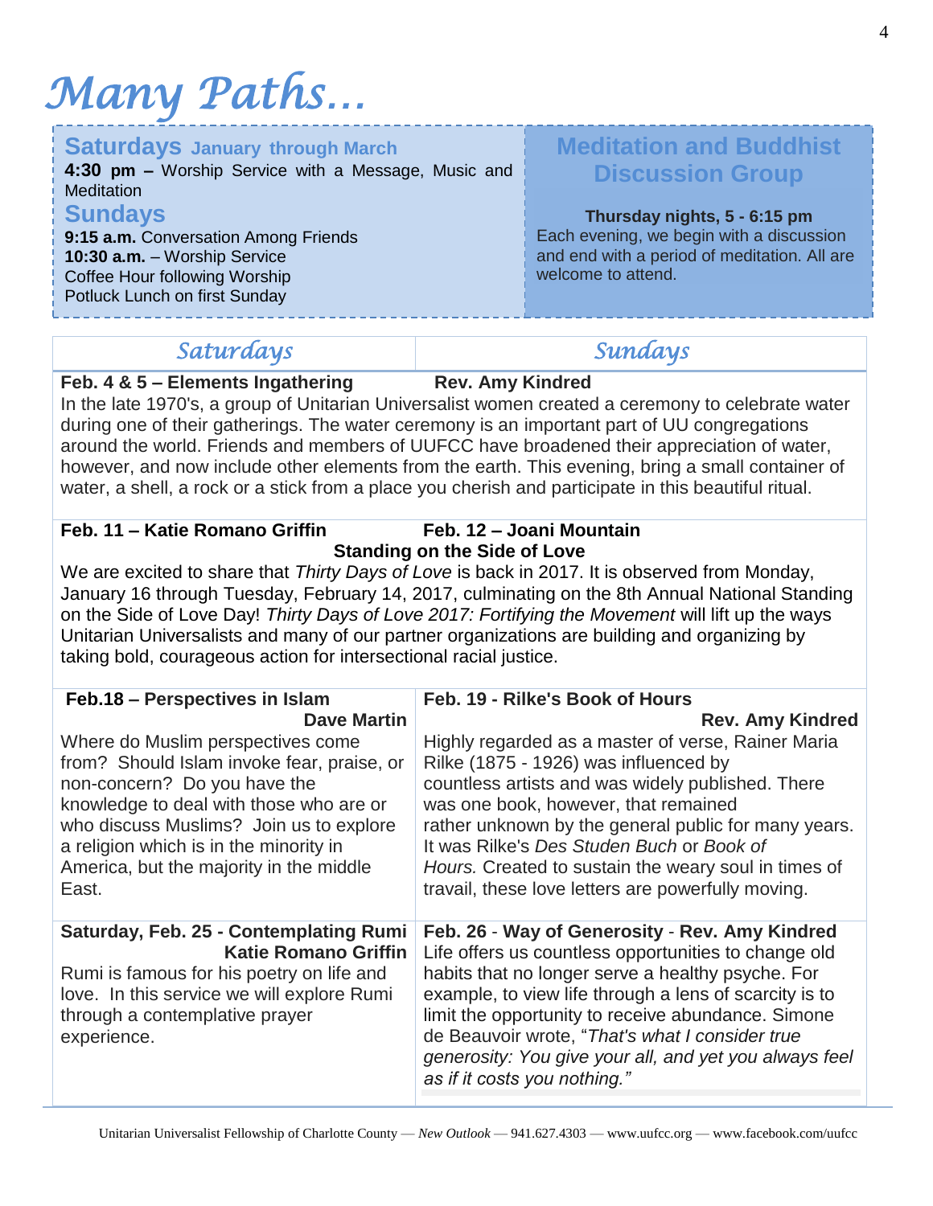# Many Paths…

**Saturdays** **January through March**

**4:30 pm –** Worship Service with a Message, Music and Meditation

**Sundays**

**9:15 a.m.** Conversation Among Friends
**10:30 a.m.** – Worship Service
Coffee Hour following Worship
Potluck Lunch on first Sunday

## Meditation and Buddhist Discussion Group

**Thursday nights, 5 - 6:15 pm**

Each evening, we begin with a discussion and end with a period of meditation. All are welcome to attend.

| *Saturdays* | *Sundays* |
|---|---|

**Feb. 4 & 5 – Elements Ingathering** **Rev. Amy Kindred**

In the late 1970's, a group of Unitarian Universalist women created a ceremony to celebrate water during one of their gatherings. The water ceremony is an important part of UU congregations around the world. Friends and members of UUFCC have broadened their appreciation of water, however, and now include other elements from the earth. This evening, bring a small container of water, a shell, a rock or a stick from a place you cherish and participate in this beautiful ritual.

**Feb. 11 – Katie Romano Griffin** **Feb. 12 – Joani Mountain**

**Standing on the Side of Love**

We are excited to share that *Thirty Days of Love* is back in 2017. It is observed from Monday, January 16 through Tuesday, February 14, 2017, culminating on the 8th Annual National Standing on the Side of Love Day! *Thirty Days of Love 2017: Fortifying the Movement* will lift up the ways Unitarian Universalists and many of our partner organizations are building and organizing by taking bold, courageous action for intersectional racial justice.

**Feb.18 – Perspectives in Islam**
**Dave Martin**

Where do Muslim perspectives come from? Should Islam invoke fear, praise, or non-concern? Do you have the knowledge to deal with those who are or who discuss Muslims? Join us to explore a religion which is in the minority in America, but the majority in the middle East.

**Feb. 19 - Rilke's Book of Hours**
**Rev. Amy Kindred**

Highly regarded as a master of verse, Rainer Maria Rilke (1875 - 1926) was influenced by countless artists and was widely published. There was one book, however, that remained rather unknown by the general public for many years. It was Rilke's *Des Studen Buch* or *Book of Hours.* Created to sustain the weary soul in times of travail, these love letters are powerfully moving.

**Saturday, Feb. 25 - Contemplating Rumi**
**Katie Romano Griffin**

Rumi is famous for his poetry on life and love. In this service we will explore Rumi through a contemplative prayer experience.

**Feb. 26** - **Way of Generosity** - **Rev. Amy Kindred**

Life offers us countless opportunities to change old habits that no longer serve a healthy psyche. For example, to view life through a lens of scarcity is to limit the opportunity to receive abundance. Simone de Beauvoir wrote, "*That's what I consider true generosity: You give your all, and yet you always feel as if it costs you nothing."*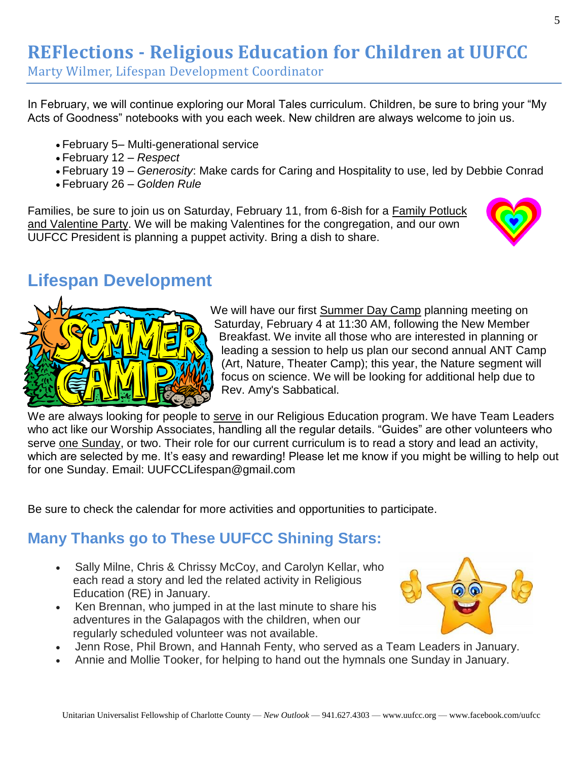# REFlections - Religious Education for Children at UUFCC

Marty Wilmer, Lifespan Development Coordinator

In February, we will continue exploring our Moral Tales curriculum. Children, be sure to bring your "My Acts of Goodness" notebooks with you each week. New children are always welcome to join us.

- February 5– Multi-generational service
- February 12 – *Respect*
- February 19 – *Generosity*: Make cards for Caring and Hospitality to use, led by Debbie Conrad
- February 26 – *Golden Rule*

Families, be sure to join us on Saturday, February 11, from 6-8ish for a Family Potluck and Valentine Party. We will be making Valentines for the congregation, and our own UUFCC President is planning a puppet activity. Bring a dish to share.

## Lifespan Development

We will have our first Summer Day Camp planning meeting on Saturday, February 4 at 11:30 AM, following the New Member Breakfast. We invite all those who are interested in planning or leading a session to help us plan our second annual ANT Camp (Art, Nature, Theater Camp); this year, the Nature segment will focus on science. We will be looking for additional help due to Rev. Amy's Sabbatical.

We are always looking for people to serve in our Religious Education program. We have Team Leaders who act like our Worship Associates, handling all the regular details. "Guides" are other volunteers who serve one Sunday, or two. Their role for our current curriculum is to read a story and lead an activity, which are selected by me. It's easy and rewarding! Please let me know if you might be willing to help out for one Sunday. Email: UUFCCLifespan@gmail.com

Be sure to check the calendar for more activities and opportunities to participate.

## Many Thanks go to These UUFCC Shining Stars:

- Sally Milne, Chris & Chrissy McCoy, and Carolyn Kellar, who each read a story and led the related activity in Religious Education (RE) in January.
- Ken Brennan, who jumped in at the last minute to share his adventures in the Galapagos with the children, when our regularly scheduled volunteer was not available.
- Jenn Rose, Phil Brown, and Hannah Fenty, who served as a Team Leaders in January.
- Annie and Mollie Tooker, for helping to hand out the hymnals one Sunday in January.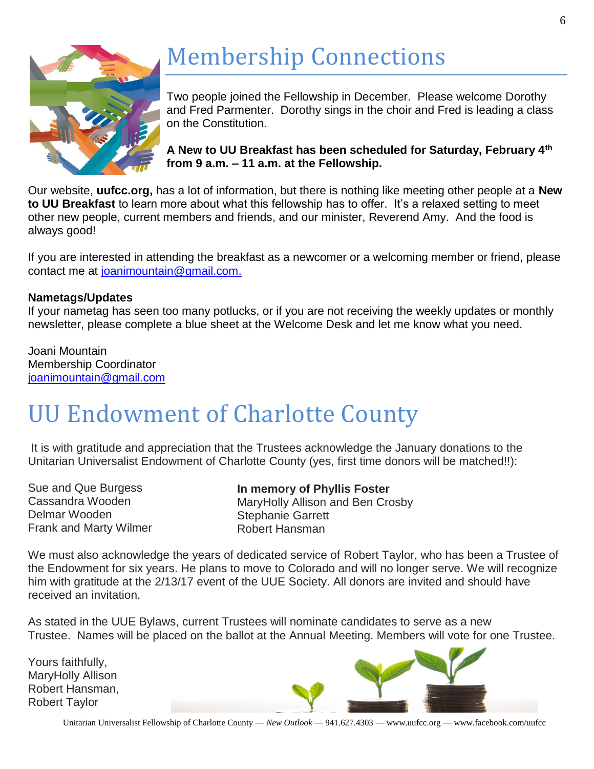# Membership Connections

Two people joined the Fellowship in December. Please welcome Dorothy and Fred Parmenter. Dorothy sings in the choir and Fred is leading a class on the Constitution.

**A New to UU Breakfast has been scheduled for Saturday, February 4th from 9 a.m. – 11 a.m. at the Fellowship.**

Our website, **uufcc.org,** has a lot of information, but there is nothing like meeting other people at a **New to UU Breakfast** to learn more about what this fellowship has to offer. It's a relaxed setting to meet other new people, current members and friends, and our minister, Reverend Amy. And the food is always good!

If you are interested in attending the breakfast as a newcomer or a welcoming member or friend, please contact me at joanimountain@gmail.com.

**Nametags/Updates**

If your nametag has seen too many potlucks, or if you are not receiving the weekly updates or monthly newsletter, please complete a blue sheet at the Welcome Desk and let me know what you need.

Joani Mountain
Membership Coordinator
joanimountain@gmail.com

# UU Endowment of Charlotte County

It is with gratitude and appreciation that the Trustees acknowledge the January donations to the Unitarian Universalist Endowment of Charlotte County (yes, first time donors will be matched!!):

Sue and Que Burgess
Cassandra Wooden
Delmar Wooden
Frank and Marty Wilmer

**In memory of Phyllis Foster**
MaryHolly Allison and Ben Crosby
Stephanie Garrett
Robert Hansman

We must also acknowledge the years of dedicated service of Robert Taylor, who has been a Trustee of the Endowment for six years. He plans to move to Colorado and will no longer serve. We will recognize him with gratitude at the 2/13/17 event of the UUE Society. All donors are invited and should have received an invitation.

As stated in the UUE Bylaws, current Trustees will nominate candidates to serve as a new Trustee. Names will be placed on the ballot at the Annual Meeting. Members will vote for one Trustee.

Yours faithfully,
MaryHolly Allison
Robert Hansman,
Robert Taylor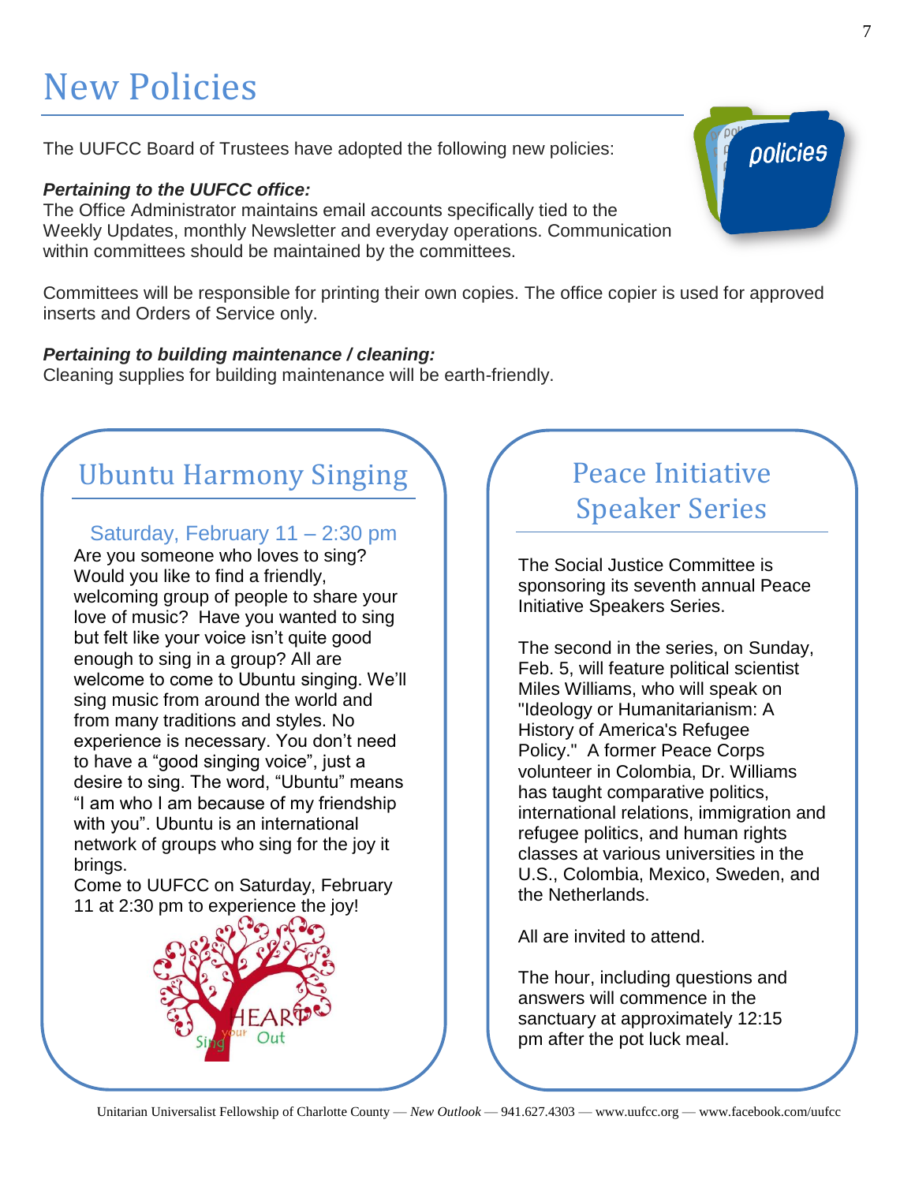# New Policies

The UUFCC Board of Trustees have adopted the following new policies:

***Pertaining to the UUFCC office:***
The Office Administrator maintains email accounts specifically tied to the Weekly Updates, monthly Newsletter and everyday operations. Communication within committees should be maintained by the committees.

Committees will be responsible for printing their own copies. The office copier is used for approved inserts and Orders of Service only.

***Pertaining to building maintenance / cleaning:***
Cleaning supplies for building maintenance will be earth-friendly.

## Ubuntu Harmony Singing

Saturday, February 11 – 2:30 pm

Are you someone who loves to sing? Would you like to find a friendly, welcoming group of people to share your love of music? Have you wanted to sing but felt like your voice isn't quite good enough to sing in a group? All are welcome to come to Ubuntu singing. We'll sing music from around the world and from many traditions and styles. No experience is necessary. You don't need to have a "good singing voice", just a desire to sing. The word, "Ubuntu" means "I am who I am because of my friendship with you". Ubuntu is an international network of groups who sing for the joy it brings.

Come to UUFCC on Saturday, February 11 at 2:30 pm to experience the joy!

## Peace Initiative Speaker Series

The Social Justice Committee is sponsoring its seventh annual Peace Initiative Speakers Series.

The second in the series, on Sunday, Feb. 5, will feature political scientist Miles Williams, who will speak on "Ideology or Humanitarianism: A History of America's Refugee Policy." A former Peace Corps volunteer in Colombia, Dr. Williams has taught comparative politics, international relations, immigration and refugee politics, and human rights classes at various universities in the U.S., Colombia, Mexico, Sweden, and the Netherlands.

All are invited to attend.

The hour, including questions and answers will commence in the sanctuary at approximately 12:15 pm after the pot luck meal.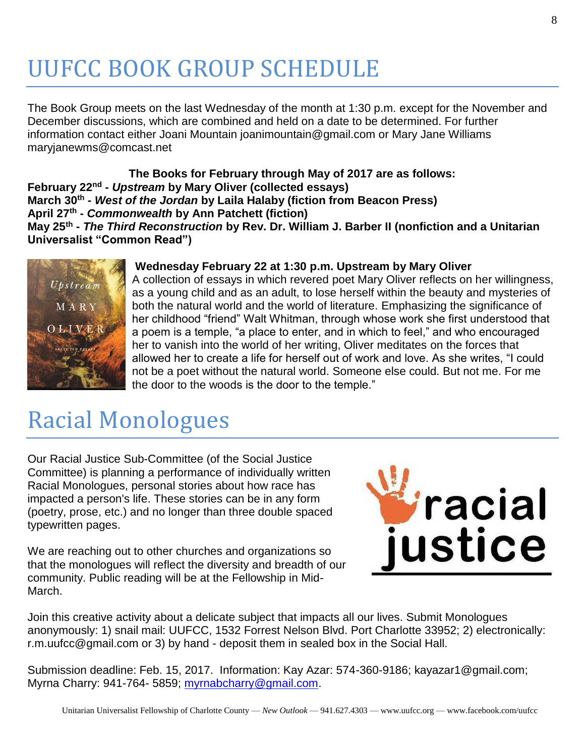# UUFCC BOOK GROUP SCHEDULE

The Book Group meets on the last Wednesday of the month at 1:30 p.m. except for the November and December discussions, which are combined and held on a date to be determined. For further information contact either Joani Mountain joanimountain@gmail.com or Mary Jane Williams maryjanewms@comcast.net

**The Books for February through May of 2017 are as follows:**

**February 22nd - *Upstream* by Mary Oliver (collected essays)**
**March 30th - *West of the Jordan* by Laila Halaby (fiction from Beacon Press)**
**April 27th - *Commonwealth* by Ann Patchett (fiction)**
**May 25th - *The Third Reconstruction* by Rev. Dr. William J. Barber II (nonfiction and a Unitarian Universalist "Common Read")**

**Wednesday February 22 at 1:30 p.m. Upstream by Mary Oliver**

A collection of essays in which revered poet Mary Oliver reflects on her willingness, as a young child and as an adult, to lose herself within the beauty and mysteries of both the natural world and the world of literature. Emphasizing the significance of her childhood "friend" Walt Whitman, through whose work she first understood that a poem is a temple, "a place to enter, and in which to feel," and who encouraged her to vanish into the world of her writing, Oliver meditates on the forces that allowed her to create a life for herself out of work and love. As she writes, "I could not be a poet without the natural world. Someone else could. But not me. For me the door to the woods is the door to the temple."

# Racial Monologues

Our Racial Justice Sub-Committee (of the Social Justice Committee) is planning a performance of individually written Racial Monologues, personal stories about how race has impacted a person's life. These stories can be in any form (poetry, prose, etc.) and no longer than three double spaced typewritten pages.

We are reaching out to other churches and organizations so that the monologues will reflect the diversity and breadth of our community. Public reading will be at the Fellowship in Mid-March.

Join this creative activity about a delicate subject that impacts all our lives. Submit Monologues anonymously: 1) snail mail: UUFCC, 1532 Forrest Nelson Blvd. Port Charlotte 33952; 2) electronically: r.m.uufcc@gmail.com or 3) by hand - deposit them in sealed box in the Social Hall.

Submission deadline: Feb. 15, 2017. Information: Kay Azar: 574-360-9186; kayazar1@gmail.com; Myrna Charry: 941-764- 5859; myrnabcharry@gmail.com.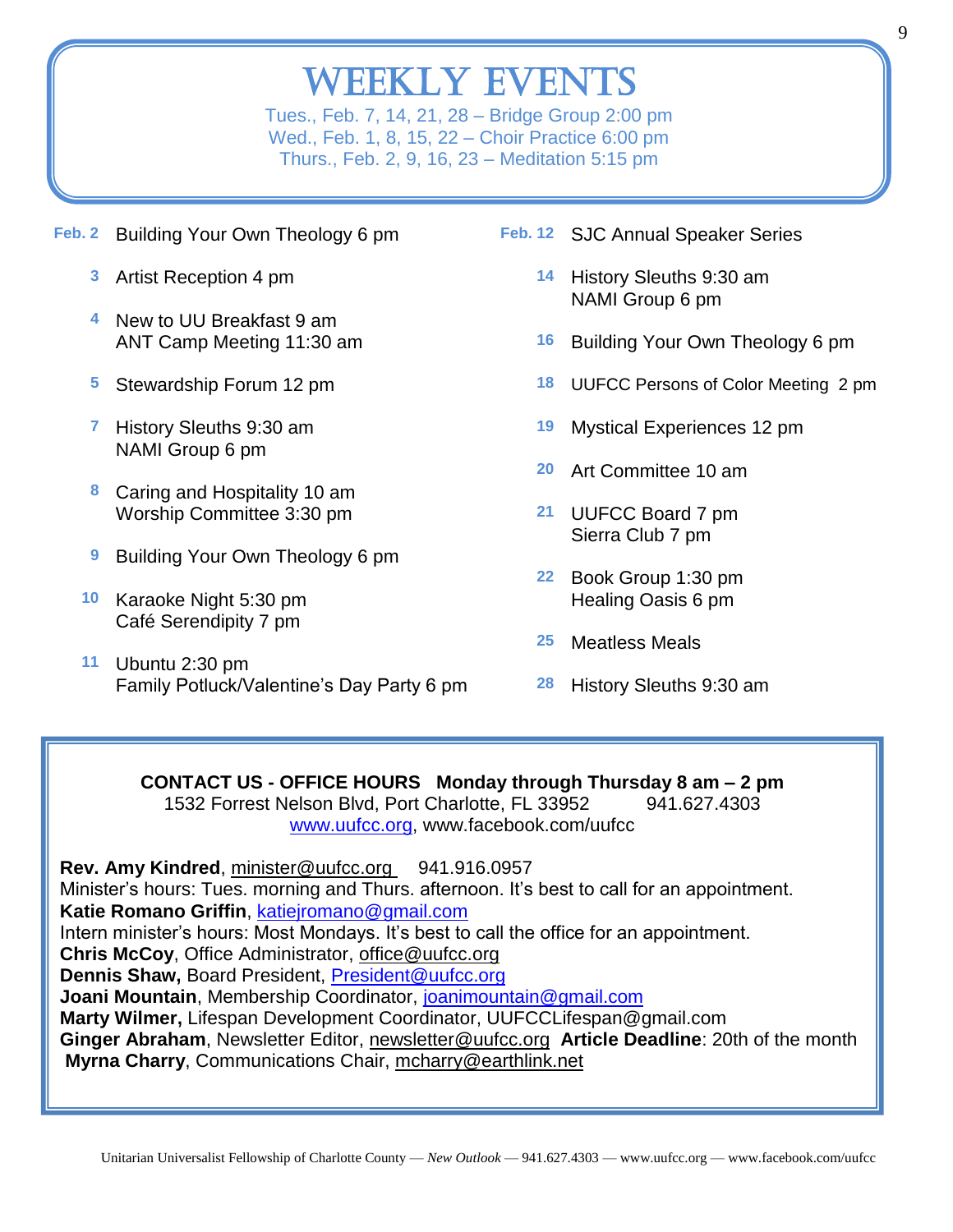# WEEKLY EVENTS

Tues., Feb. 7, 14, 21, 28 – Bridge Group 2:00 pm
Wed., Feb. 1, 8, 15, 22 – Choir Practice 6:00 pm
Thurs., Feb. 2, 9, 16, 23 – Meditation 5:15 pm

**Feb. 2** Building Your Own Theology 6 pm

**3** Artist Reception 4 pm

**4** New to UU Breakfast 9 am
ANT Camp Meeting 11:30 am

**5** Stewardship Forum 12 pm

**7** History Sleuths 9:30 am
NAMI Group 6 pm

**8** Caring and Hospitality 10 am
Worship Committee 3:30 pm

**9** Building Your Own Theology 6 pm

**10** Karaoke Night 5:30 pm
Café Serendipity 7 pm

**11** Ubuntu 2:30 pm
Family Potluck/Valentine's Day Party 6 pm

**Feb. 12** SJC Annual Speaker Series

**14** History Sleuths 9:30 am
NAMI Group 6 pm

**16** Building Your Own Theology 6 pm

**18** UUFCC Persons of Color Meeting 2 pm

**19** Mystical Experiences 12 pm

**20** Art Committee 10 am

**21** UUFCC Board 7 pm
Sierra Club 7 pm

**22** Book Group 1:30 pm
Healing Oasis 6 pm

**25** Meatless Meals

**28** History Sleuths 9:30 am

---

**CONTACT US - OFFICE HOURS Monday through Thursday 8 am – 2 pm**
1532 Forrest Nelson Blvd, Port Charlotte, FL 33952 941.627.4303
www.uufcc.org, www.facebook.com/uufcc

**Rev. Amy Kindred**, minister@uufcc.org 941.916.0957
Minister's hours: Tues. morning and Thurs. afternoon. It's best to call for an appointment.
**Katie Romano Griffin**, katiejromano@gmail.com
Intern minister's hours: Most Mondays. It's best to call the office for an appointment.
**Chris McCoy**, Office Administrator, office@uufcc.org
**Dennis Shaw,** Board President, President@uufcc.org
**Joani Mountain**, Membership Coordinator, joanimountain@gmail.com
**Marty Wilmer,** Lifespan Development Coordinator, UUFCCLifespan@gmail.com
**Ginger Abraham**, Newsletter Editor, newsletter@uufcc.org **Article Deadline**: 20th of the month
**Myrna Charry**, Communications Chair, mcharry@earthlink.net